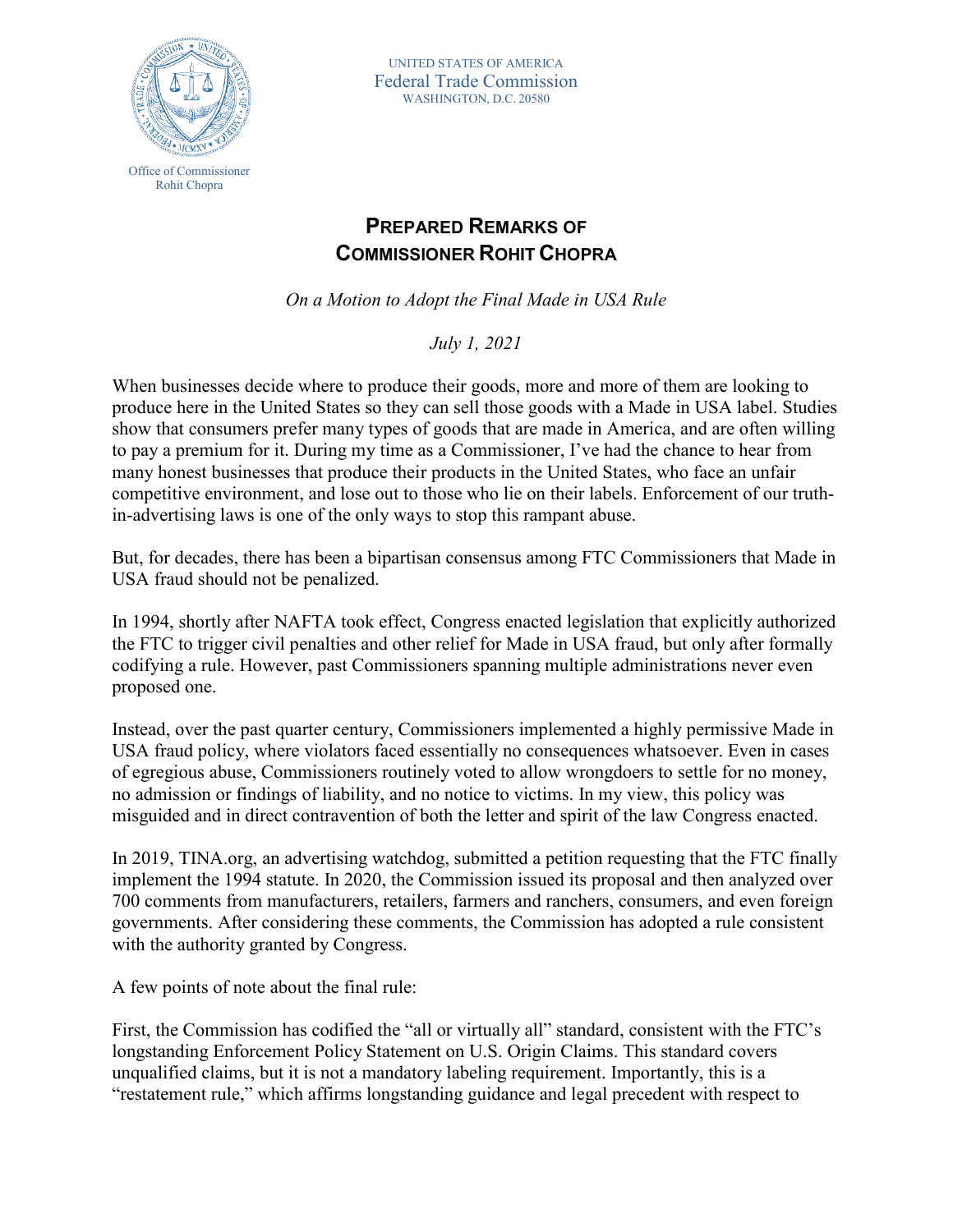UNITED STATES OF AMERICA
Federal Trade Commission
WASHINGTON, D.C. 20580

Office of Commissioner
Rohit Chopra

# PREPARED REMARKS OF COMMISSIONER ROHIT CHOPRA

*On a Motion to Adopt the Final Made in USA Rule*

*July 1, 2021*

When businesses decide where to produce their goods, more and more of them are looking to produce here in the United States so they can sell those goods with a Made in USA label. Studies show that consumers prefer many types of goods that are made in America, and are often willing to pay a premium for it. During my time as a Commissioner, I've had the chance to hear from many honest businesses that produce their products in the United States, who face an unfair competitive environment, and lose out to those who lie on their labels. Enforcement of our truth-in-advertising laws is one of the only ways to stop this rampant abuse.

But, for decades, there has been a bipartisan consensus among FTC Commissioners that Made in USA fraud should not be penalized.

In 1994, shortly after NAFTA took effect, Congress enacted legislation that explicitly authorized the FTC to trigger civil penalties and other relief for Made in USA fraud, but only after formally codifying a rule. However, past Commissioners spanning multiple administrations never even proposed one.

Instead, over the past quarter century, Commissioners implemented a highly permissive Made in USA fraud policy, where violators faced essentially no consequences whatsoever. Even in cases of egregious abuse, Commissioners routinely voted to allow wrongdoers to settle for no money, no admission or findings of liability, and no notice to victims. In my view, this policy was misguided and in direct contravention of both the letter and spirit of the law Congress enacted.

In 2019, TINA.org, an advertising watchdog, submitted a petition requesting that the FTC finally implement the 1994 statute. In 2020, the Commission issued its proposal and then analyzed over 700 comments from manufacturers, retailers, farmers and ranchers, consumers, and even foreign governments. After considering these comments, the Commission has adopted a rule consistent with the authority granted by Congress.

A few points of note about the final rule:

First, the Commission has codified the "all or virtually all" standard, consistent with the FTC's longstanding Enforcement Policy Statement on U.S. Origin Claims. This standard covers unqualified claims, but it is not a mandatory labeling requirement. Importantly, this is a "restatement rule," which affirms longstanding guidance and legal precedent with respect to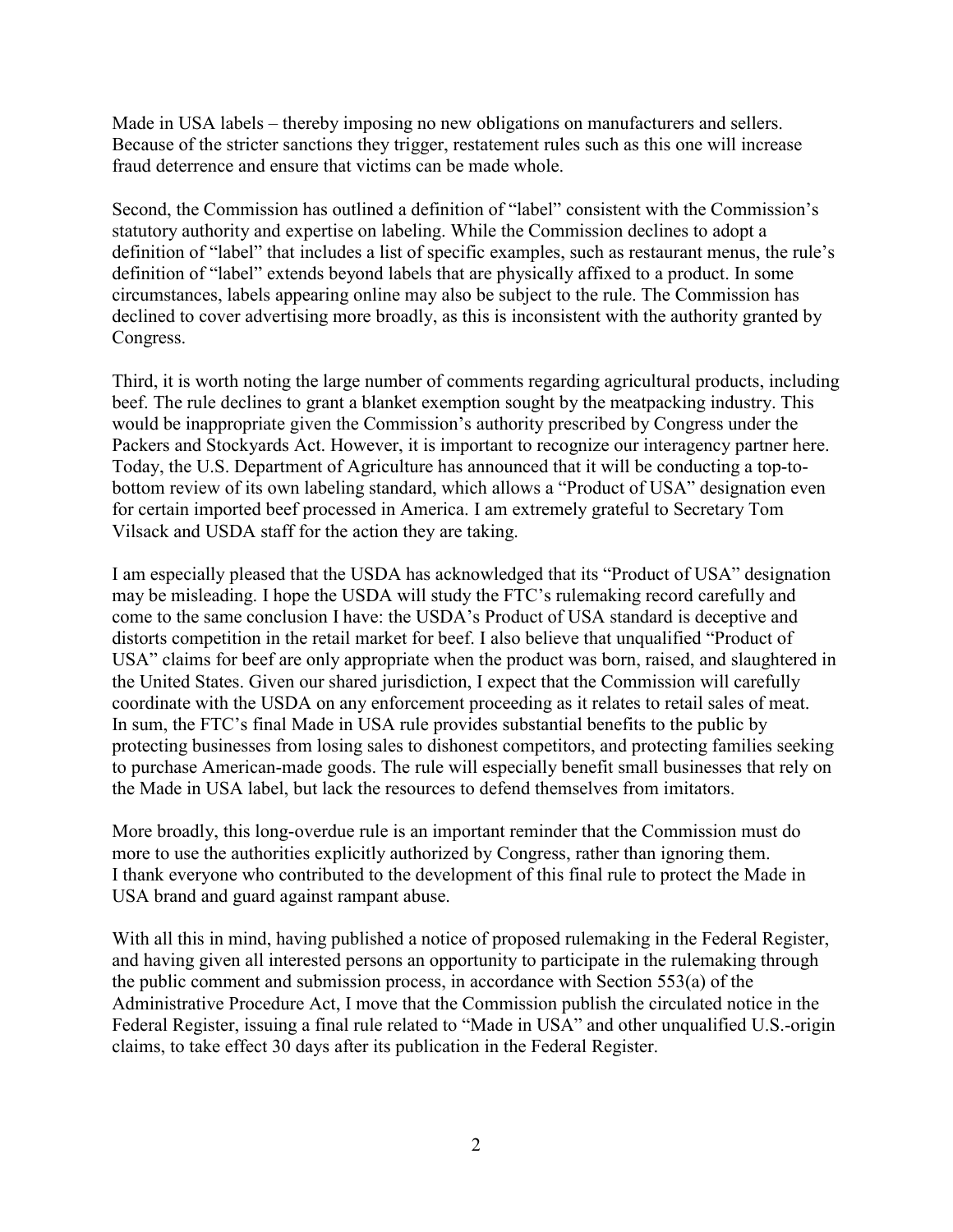Made in USA labels – thereby imposing no new obligations on manufacturers and sellers. Because of the stricter sanctions they trigger, restatement rules such as this one will increase fraud deterrence and ensure that victims can be made whole.

Second, the Commission has outlined a definition of "label" consistent with the Commission's statutory authority and expertise on labeling. While the Commission declines to adopt a definition of "label" that includes a list of specific examples, such as restaurant menus, the rule's definition of "label" extends beyond labels that are physically affixed to a product. In some circumstances, labels appearing online may also be subject to the rule. The Commission has declined to cover advertising more broadly, as this is inconsistent with the authority granted by Congress.

Third, it is worth noting the large number of comments regarding agricultural products, including beef. The rule declines to grant a blanket exemption sought by the meatpacking industry. This would be inappropriate given the Commission's authority prescribed by Congress under the Packers and Stockyards Act. However, it is important to recognize our interagency partner here. Today, the U.S. Department of Agriculture has announced that it will be conducting a top-to-bottom review of its own labeling standard, which allows a "Product of USA" designation even for certain imported beef processed in America. I am extremely grateful to Secretary Tom Vilsack and USDA staff for the action they are taking.

I am especially pleased that the USDA has acknowledged that its "Product of USA" designation may be misleading. I hope the USDA will study the FTC's rulemaking record carefully and come to the same conclusion I have: the USDA's Product of USA standard is deceptive and distorts competition in the retail market for beef. I also believe that unqualified "Product of USA" claims for beef are only appropriate when the product was born, raised, and slaughtered in the United States. Given our shared jurisdiction, I expect that the Commission will carefully coordinate with the USDA on any enforcement proceeding as it relates to retail sales of meat. In sum, the FTC's final Made in USA rule provides substantial benefits to the public by protecting businesses from losing sales to dishonest competitors, and protecting families seeking to purchase American-made goods. The rule will especially benefit small businesses that rely on the Made in USA label, but lack the resources to defend themselves from imitators.

More broadly, this long-overdue rule is an important reminder that the Commission must do more to use the authorities explicitly authorized by Congress, rather than ignoring them. I thank everyone who contributed to the development of this final rule to protect the Made in USA brand and guard against rampant abuse.

With all this in mind, having published a notice of proposed rulemaking in the Federal Register, and having given all interested persons an opportunity to participate in the rulemaking through the public comment and submission process, in accordance with Section 553(a) of the Administrative Procedure Act, I move that the Commission publish the circulated notice in the Federal Register, issuing a final rule related to "Made in USA" and other unqualified U.S.-origin claims, to take effect 30 days after its publication in the Federal Register.